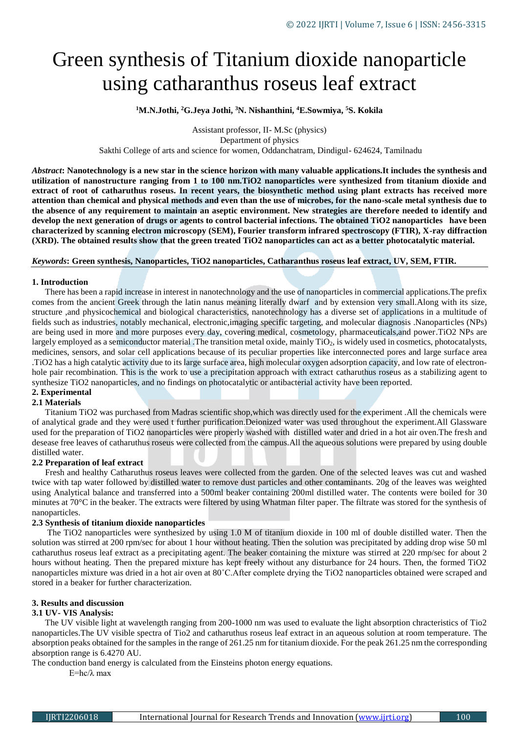# Green synthesis of Titanium dioxide nanoparticle using catharanthus roseus leaf extract

**[1]M.N.Jothi, [2]G.Jeya Jothi, [3]N. Nishanthini, [4]E.Sowmiya, [5]S. Kokila**

Assistant professor, II- M.Sc (physics)
Department of physics
Sakthi College of arts and science for women, Oddanchatram, Dindigul- 624624, Tamilnadu

***Abstract*: Nanotechnology is a new star in the science horizon with many valuable applications.It includes the synthesis and utilization of nanostructure ranging from 1 to 100 nm.TiO2 nanoparticles were synthesized from titanium dioxide and extract of root of catharuthus roseus. In recent years, the biosynthetic method using plant extracts has received more attention than chemical and physical methods and even than the use of microbes, for the nano-scale metal synthesis due to the absence of any requirement to maintain an aseptic environment. New strategies are therefore needed to identify and develop the next generation of drugs or agents to control bacterial infections. The obtained TiO2 nanoparticles have been characterized by scanning electron microscopy (SEM), Fourier transform infrared spectroscopy (FTIR), X-ray diffraction (XRD). The obtained results show that the green treated TiO2 nanoparticles can act as a better photocatalytic material.**

***Keywords*: Green synthesis, Nanoparticles, TiO2 nanoparticles, Catharanthus roseus leaf extract, UV, SEM, FTIR.**

## 1. Introduction

There has been a rapid increase in interest in nanotechnology and the use of nanoparticles in commercial applications.The prefix comes from the ancient Greek through the latin nanus meaning literally dwarf and by extension very small.Along with its size, structure ,and physicochemical and biological characteristics, nanotechnology has a diverse set of applications in a multitude of fields such as industries, notably mechanical, electronic,imaging specific targeting, and molecular diagnosis .Nanoparticles (NPs) are being used in more and more purposes every day, covering medical, cosmetology, pharmaceuticals,and power.TiO2 NPs are largely employed as a semiconductor material .The transition metal oxide, mainly $TiO_2$, is widely used in cosmetics, photocatalysts, medicines, sensors, and solar cell applications because of its peculiar properties like interconnected pores and large surface area .TiO2 has a high catalytic activity due to its large surface area, high molecular oxygen adsorption capacity, and low rate of electron-hole pair recombination. This is the work to use a precipitation approach with extract catharuthus roseus as a stabilizing agent to synthesize TiO2 nanoparticles, and no findings on photocatalytic or antibacterial activity have been reported.

## 2. Experimental

### 2.1 Materials

Titanium TiO2 was purchased from Madras scientific shop,which was directly used for the experiment .All the chemicals were of analytical grade and they were used t further purification.Deionized water was used throughout the experiment.All Glassware used for the preparation of TiO2 nanoparticles were properly washed with distilled water and dried in a hot air oven.The fresh and desease free leaves of catharuthus roseus were collected from the campus.All the aqueous solutions were prepared by using double distilled water.

### 2.2 Preparation of leaf extract

Fresh and healthy Catharuthus roseus leaves were collected from the garden. One of the selected leaves was cut and washed twice with tap water followed by distilled water to remove dust particles and other contaminants. 20g of the leaves was weighted using Analytical balance and transferred into a 500ml beaker containing 200ml distilled water. The contents were boiled for 30 minutes at 70°C in the beaker. The extracts were filtered by using Whatman filter paper. The filtrate was stored for the synthesis of nanoparticles.

### 2.3 Synthesis of titanium dioxide nanoparticles

The TiO2 nanoparticles were synthesized by using 1.0 M of titanium dioxide in 100 ml of double distilled water. Then the solution was stirred at 200 rpm/sec for about 1 hour without heating. Then the solution was precipitated by adding drop wise 50 ml catharuthus roseus leaf extract as a precipitating agent. The beaker containing the mixture was stirred at 220 rmp/sec for about 2 hours without heating. Then the prepared mixture has kept freely without any disturbance for 24 hours. Then, the formed TiO2 nanoparticles mixture was dried in a hot air oven at 80˚C.After complete drying the TiO2 nanoparticles obtained were scraped and stored in a beaker for further characterization.

## 3. Results and discussion

### 3.1 UV- VIS Analysis:

The UV visible light at wavelength ranging from 200-1000 nm was used to evaluate the light absorption chracteristics of Tio2 nanoparticles.The UV visible spectra of Tio2 and catharuthus roseus leaf extract in an aqueous solution at room temperature. The absorption peaks obtained for the samples in the range of 261.25 nm for titanium dioxide. For the peak 261.25 nm the corresponding absorption range is 6.4270 AU.

The conduction band energy is calculated from the Einsteins photon energy equations.

$$E=hc/\lambda \text{ max}$$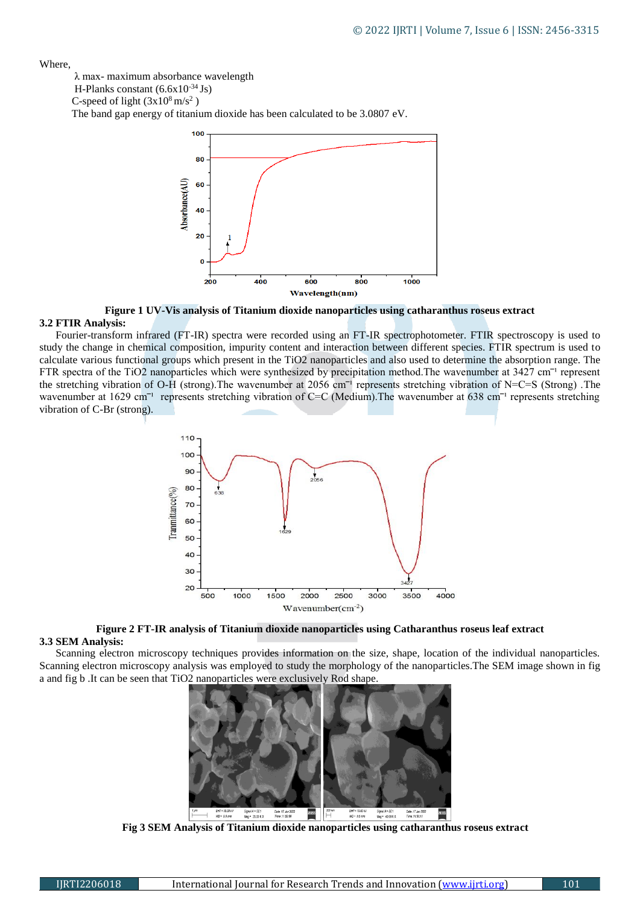Where,

λ max- maximum absorbance wavelength

H-Planks constant ($6.6 \times 10^{-34}$ Js)

C-speed of light ($3 \times 10^{8}$ m/s$^{2}$ )

The band gap energy of titanium dioxide has been calculated to be 3.0807 eV.

**Figure 1 UV-Vis analysis of Titanium dioxide nanoparticles using catharanthus roseus extract**

**3.2 FTIR Analysis:**

Fourier-transform infrared (FT-IR) spectra were recorded using an FT-IR spectrophotometer. FTIR spectroscopy is used to study the change in chemical composition, impurity content and interaction between different species. FTIR spectrum is used to calculate various functional groups which present in the $TiO_2$ nanoparticles and also used to determine the absorption range. The FTR spectra of the $TiO_2$ nanoparticles which were synthesized by precipitation method.The wavenumber at 3427 cm$^{-1}$ represent the stretching vibration of O-H (strong).The wavenumber at 2056 cm$^{-1}$ represents stretching vibration of N=C=S (Strong) .The wavenumber at 1629 cm$^{-1}$ represents stretching vibration of C=C (Medium).The wavenumber at 638 cm$^{-1}$ represents stretching vibration of C-Br (strong).

**Figure 2 FT-IR analysis of Titanium dioxide nanoparticles using Catharanthus roseus leaf extract**

**3.3 SEM Analysis:**

Scanning electron microscopy techniques provides information on the size, shape, location of the individual nanoparticles. Scanning electron microscopy analysis was employed to study the morphology of the nanoparticles.The SEM image shown in fig a and fig b .It can be seen that $TiO_2$ nanoparticles were exclusively Rod shape.

**Fig 3 SEM Analysis of Titanium dioxide nanoparticles using catharanthus roseus extract**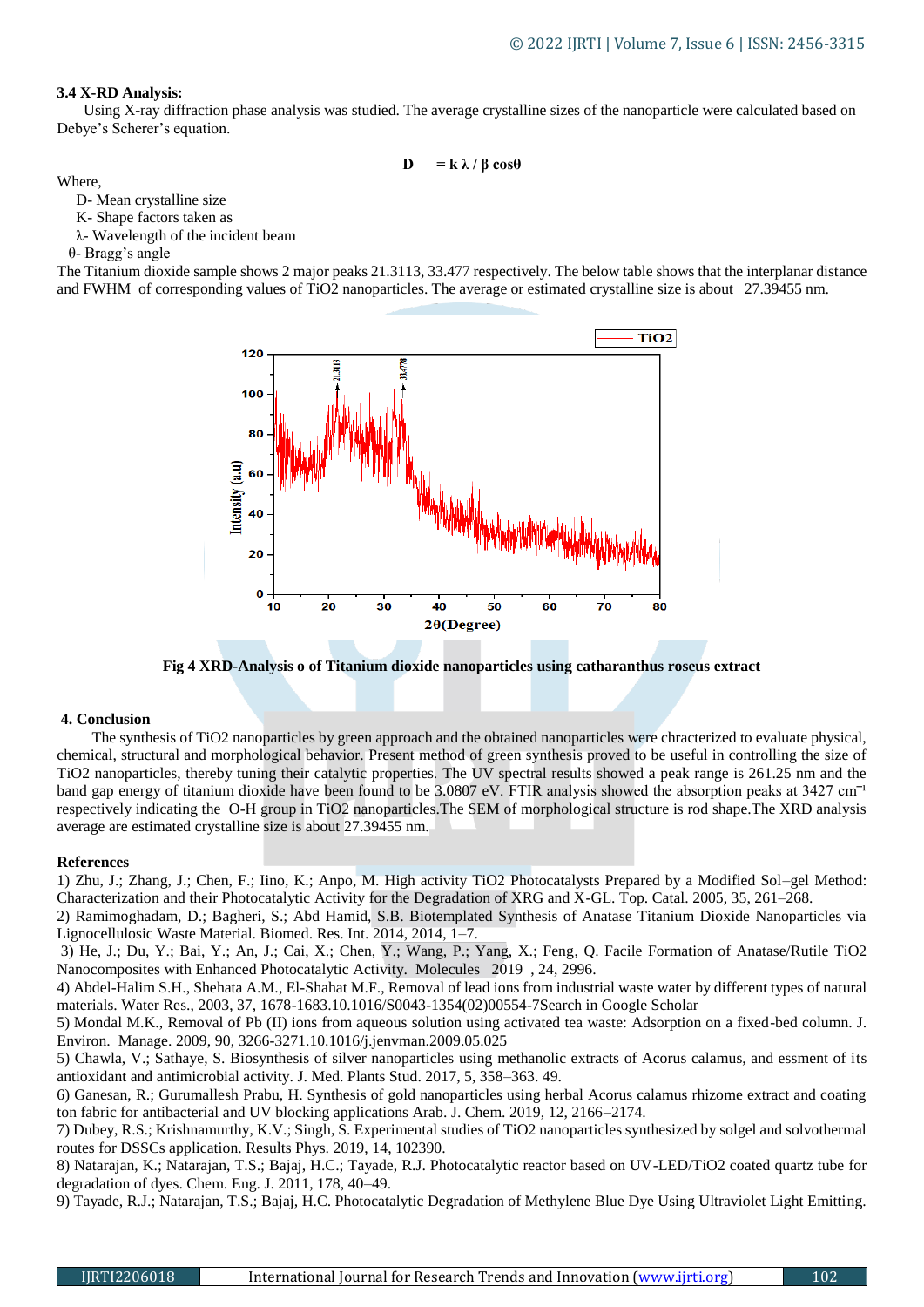**3.4 X-RD Analysis:**

Using X-ray diffraction phase analysis was studied. The average crystalline sizes of the nanoparticle were calculated based on Debye's Scherer's equation.

$$D = k\lambda / \beta \cos\theta$$

Where,

D- Mean crystalline size

K- Shape factors taken as

λ- Wavelength of the incident beam

θ- Bragg's angle

The Titanium dioxide sample shows 2 major peaks 21.3113, 33.477 respectively. The below table shows that the interplanar distance and FWHM of corresponding values of $TiO_2$ nanoparticles. The average or estimated crystalline size is about 27.39455 nm.

**Fig 4 XRD-Analysis o of Titanium dioxide nanoparticles using catharanthus roseus extract**

**4. Conclusion**

The synthesis of $TiO_2$ nanoparticles by green approach and the obtained nanoparticles were chracterized to evaluate physical, chemical, structural and morphological behavior. Present method of green synthesis proved to be useful in controlling the size of $TiO_2$ nanoparticles, thereby tuning their catalytic properties. The UV spectral results showed a peak range is 261.25 nm and the band gap energy of titanium dioxide have been found to be 3.0807 eV. FTIR analysis showed the absorption peaks at 3427 $cm^{-1}$ respectively indicating the O-H group in $TiO_2$ nanoparticles.The SEM of morphological structure is rod shape.The XRD analysis average are estimated crystalline size is about 27.39455 nm.

**References**

1) Zhu, J.; Zhang, J.; Chen, F.; Iino, K.; Anpo, M. High activity TiO2 Photocatalysts Prepared by a Modified Sol–gel Method: Characterization and their Photocatalytic Activity for the Degradation of XRG and X-GL. Top. Catal. 2005, 35, 261–268.

2) Ramimoghadam, D.; Bagheri, S.; Abd Hamid, S.B. Biotemplated Synthesis of Anatase Titanium Dioxide Nanoparticles via Lignocellulosic Waste Material. Biomed. Res. Int. 2014, 2014, 1–7.

3) He, J.; Du, Y.; Bai, Y.; An, J.; Cai, X.; Chen, Y.; Wang, P.; Yang, X.; Feng, Q. Facile Formation of Anatase/Rutile TiO2 Nanocomposites with Enhanced Photocatalytic Activity. Molecules 2019 , 24, 2996.

4) Abdel-Halim S.H., Shehata A.M., El-Shahat M.F., Removal of lead ions from industrial waste water by different types of natural materials. Water Res., 2003, 37, 1678-1683.10.1016/S0043-1354(02)00554-7Search in Google Scholar

5) Mondal M.K., Removal of Pb (II) ions from aqueous solution using activated tea waste: Adsorption on a fixed-bed column. J. Environ. Manage. 2009, 90, 3266-3271.10.1016/j.jenvman.2009.05.025

5) Chawla, V.; Sathaye, S. Biosynthesis of silver nanoparticles using methanolic extracts of Acorus calamus, and essment of its antioxidant and antimicrobial activity. J. Med. Plants Stud. 2017, 5, 358–363. 49.

6) Ganesan, R.; Gurumallesh Prabu, H. Synthesis of gold nanoparticles using herbal Acorus calamus rhizome extract and coating ton fabric for antibacterial and UV blocking applications Arab. J. Chem. 2019, 12, 2166–2174.

7) Dubey, R.S.; Krishnamurthy, K.V.; Singh, S. Experimental studies of TiO2 nanoparticles synthesized by solgel and solvothermal routes for DSSCs application. Results Phys. 2019, 14, 102390.

8) Natarajan, K.; Natarajan, T.S.; Bajaj, H.C.; Tayade, R.J. Photocatalytic reactor based on UV-LED/TiO2 coated quartz tube for degradation of dyes. Chem. Eng. J. 2011, 178, 40–49.

9) Tayade, R.J.; Natarajan, T.S.; Bajaj, H.C. Photocatalytic Degradation of Methylene Blue Dye Using Ultraviolet Light Emitting.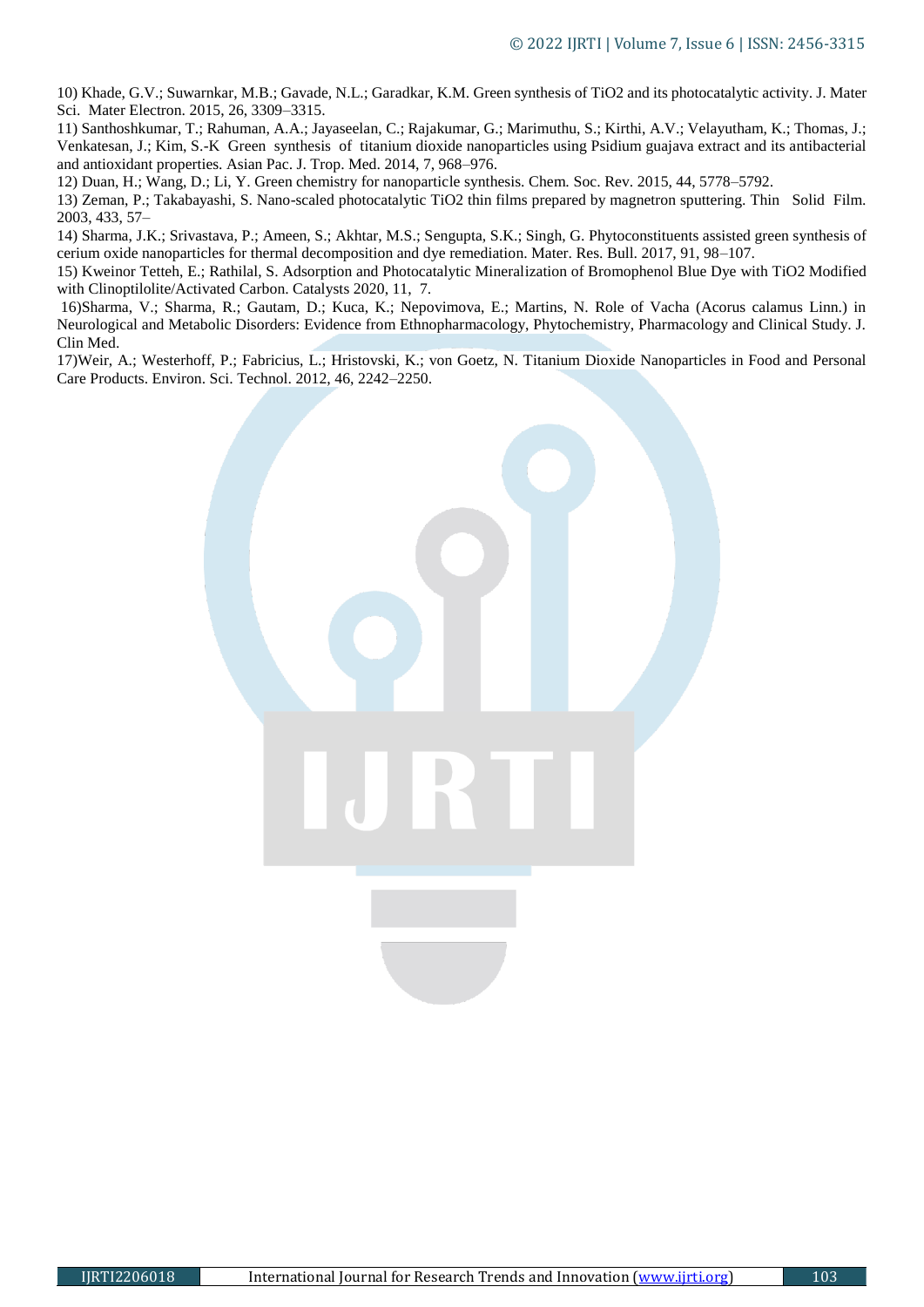10) Khade, G.V.; Suwarnkar, M.B.; Gavade, N.L.; Garadkar, K.M. Green synthesis of TiO2 and its photocatalytic activity. J. Mater Sci. Mater Electron. 2015, 26, 3309–3315.

11) Santhoshkumar, T.; Rahuman, A.A.; Jayaseelan, C.; Rajakumar, G.; Marimuthu, S.; Kirthi, A.V.; Velayutham, K.; Thomas, J.; Venkatesan, J.; Kim, S.-K Green synthesis of titanium dioxide nanoparticles using Psidium guajava extract and its antibacterial and antioxidant properties. Asian Pac. J. Trop. Med. 2014, 7, 968–976.

12) Duan, H.; Wang, D.; Li, Y. Green chemistry for nanoparticle synthesis. Chem. Soc. Rev. 2015, 44, 5778–5792.

13) Zeman, P.; Takabayashi, S. Nano-scaled photocatalytic TiO2 thin films prepared by magnetron sputtering. Thin Solid Film. 2003, 433, 57–

14) Sharma, J.K.; Srivastava, P.; Ameen, S.; Akhtar, M.S.; Sengupta, S.K.; Singh, G. Phytoconstituents assisted green synthesis of cerium oxide nanoparticles for thermal decomposition and dye remediation. Mater. Res. Bull. 2017, 91, 98–107.

15) Kweinor Tetteh, E.; Rathilal, S. Adsorption and Photocatalytic Mineralization of Bromophenol Blue Dye with TiO2 Modified with Clinoptilolite/Activated Carbon. Catalysts 2020, 11, 7.

16)Sharma, V.; Sharma, R.; Gautam, D.; Kuca, K.; Nepovimova, E.; Martins, N. Role of Vacha (Acorus calamus Linn.) in Neurological and Metabolic Disorders: Evidence from Ethnopharmacology, Phytochemistry, Pharmacology and Clinical Study. J. Clin Med.

17)Weir, A.; Westerhoff, P.; Fabricius, L.; Hristovski, K.; von Goetz, N. Titanium Dioxide Nanoparticles in Food and Personal Care Products. Environ. Sci. Technol. 2012, 46, 2242–2250.